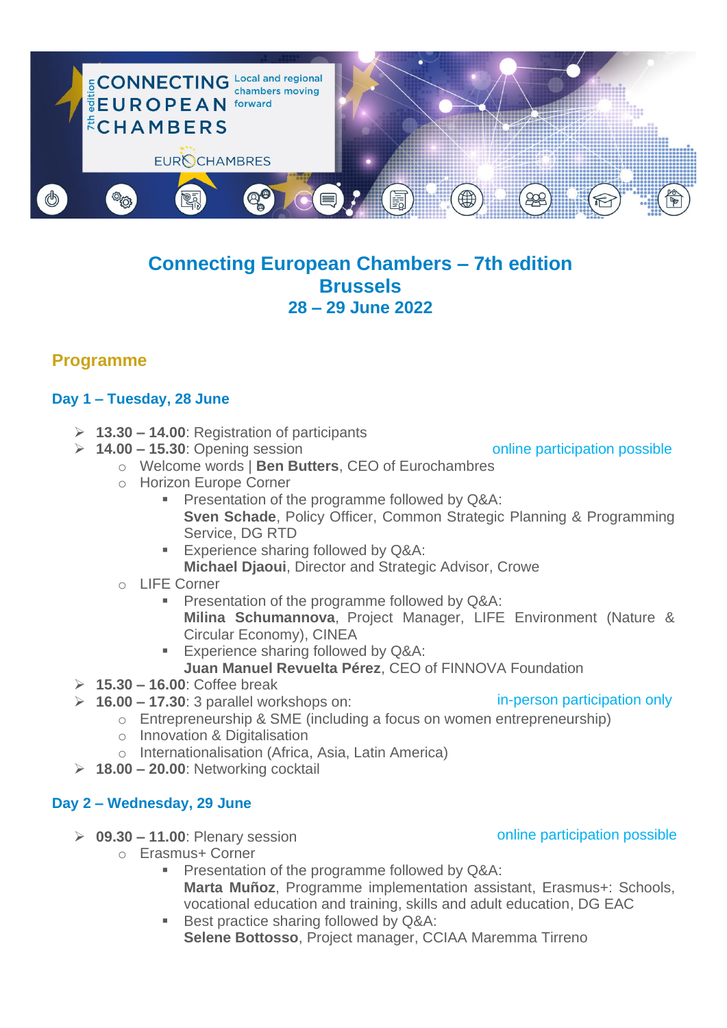# Connecting European Chambers – 7th edition
# Brussels
## 28 – 29 June 2022

## Programme

### Day 1 – Tuesday, 28 June

- **13.30 – 14.00**: Registration of participants
- **14.00 – 15.30**: Opening session — online participation possible
  - Welcome words | **Ben Butters**, CEO of Eurochambres
  - Horizon Europe Corner
    - Presentation of the programme followed by Q&A:
      **Sven Schade**, Policy Officer, Common Strategic Planning & Programming Service, DG RTD
    - Experience sharing followed by Q&A:
      **Michael Djaoui**, Director and Strategic Advisor, Crowe
  - LIFE Corner
    - Presentation of the programme followed by Q&A:
      **Milina Schumannova**, Project Manager, LIFE Environment (Nature & Circular Economy), CINEA
    - Experience sharing followed by Q&A:
      **Juan Manuel Revuelta Pérez**, CEO of FINNOVA Foundation
- **15.30 – 16.00**: Coffee break
- **16.00 – 17.30**: 3 parallel workshops on: — in-person participation only
  - Entrepreneurship & SME (including a focus on women entrepreneurship)
  - Innovation & Digitalisation
  - Internationalisation (Africa, Asia, Latin America)
- **18.00 – 20.00**: Networking cocktail

### Day 2 – Wednesday, 29 June

- **09.30 – 11.00**: Plenary session — online participation possible
  - Erasmus+ Corner
    - Presentation of the programme followed by Q&A:
      **Marta Muñoz**, Programme implementation assistant, Erasmus+: Schools, vocational education and training, skills and adult education, DG EAC
    - Best practice sharing followed by Q&A:
      **Selene Bottosso**, Project manager, CCIAA Maremma Tirreno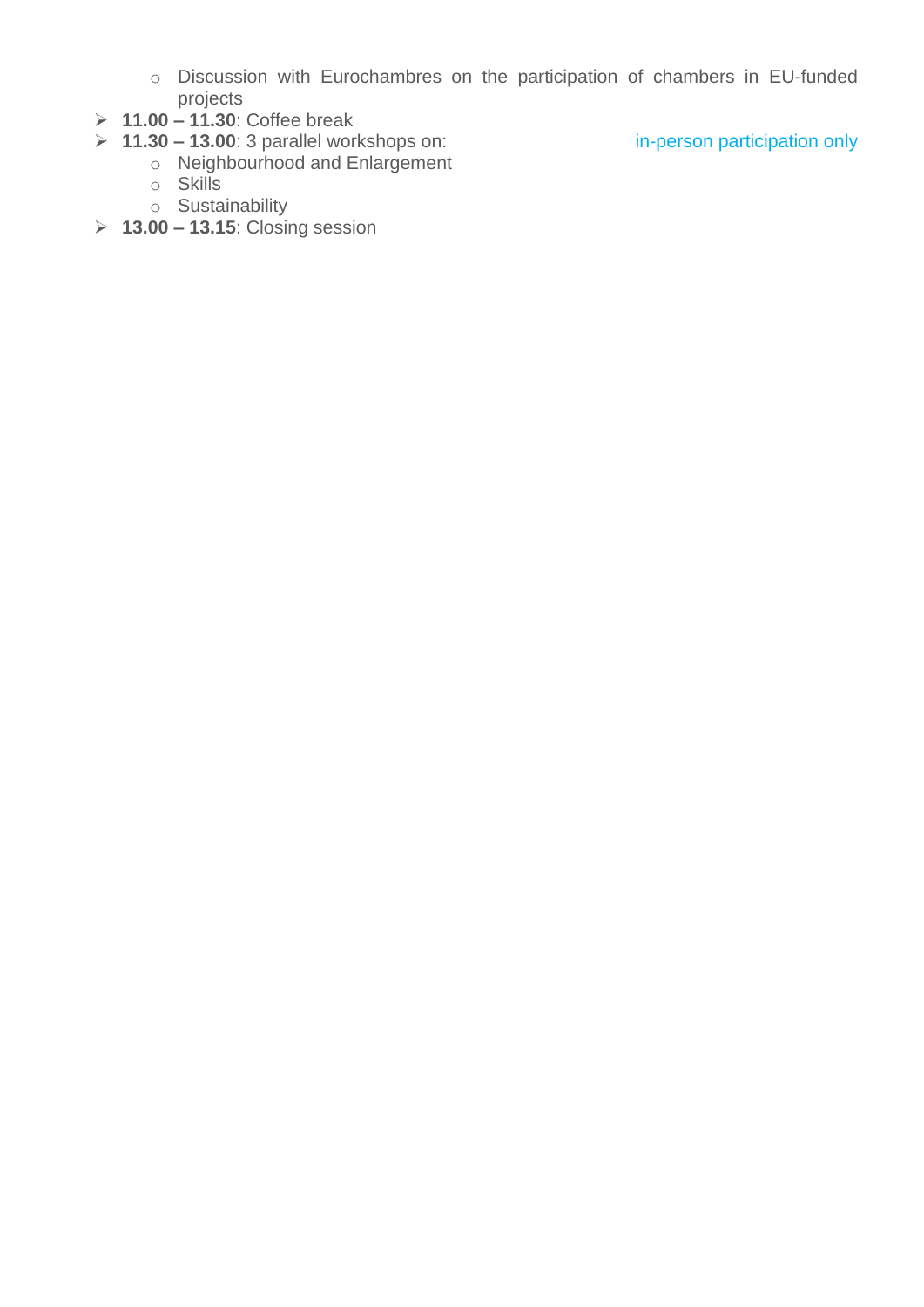- Discussion with Eurochambres on the participation of chambers in EU-funded projects
- **11.00 – 11.30**: Coffee break
- **11.30 – 13.00**: 3 parallel workshops on: in-person participation only
  - Neighbourhood and Enlargement
  - Skills
  - Sustainability
- **13.00 – 13.15**: Closing session